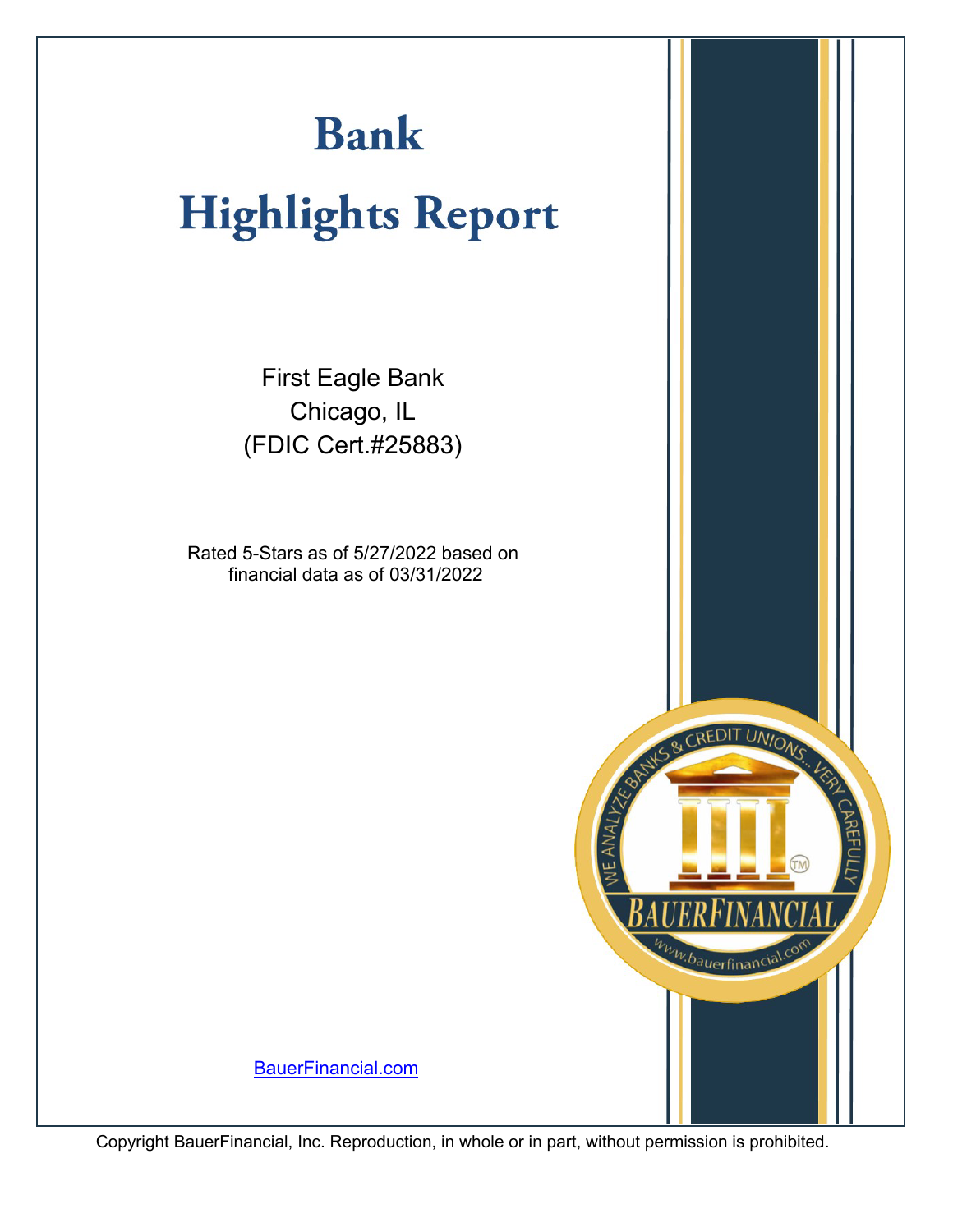# Bank

# Highlights Report

First Eagle Bank
Chicago, IL
(FDIC Cert.#25883)

Rated 5-Stars as of 5/27/2022 based on financial data as of 03/31/2022

[BauerFinancial.com](https://www.bauerfinancial.com)

Copyright BauerFinancial, Inc. Reproduction, in whole or in part, without permission is prohibited.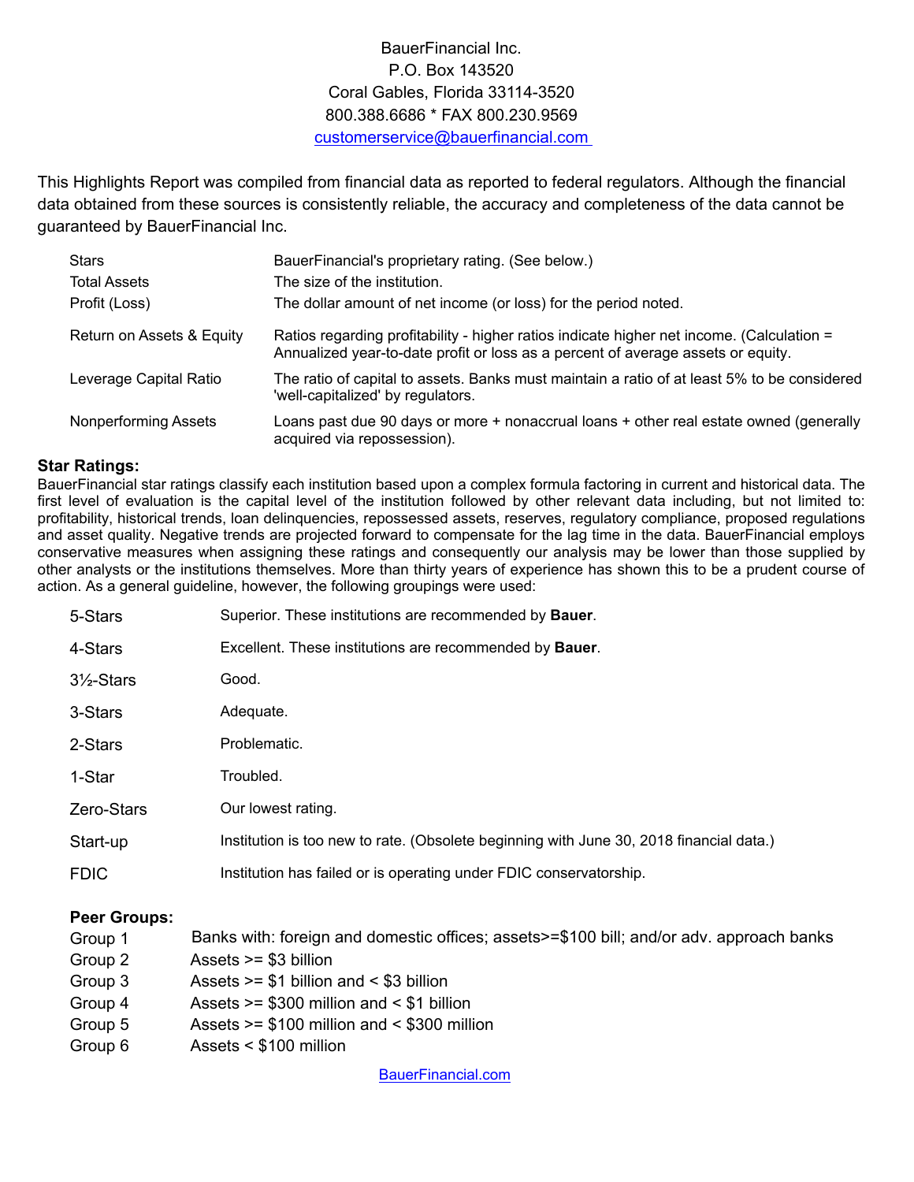BauerFinancial Inc.
P.O. Box 143520
Coral Gables, Florida 33114-3520
800.388.6686 * FAX 800.230.9569
customerservice@bauerfinancial.com

This Highlights Report was compiled from financial data as reported to federal regulators. Although the financial data obtained from these sources is consistently reliable, the accuracy and completeness of the data cannot be guaranteed by BauerFinancial Inc.

| | |
|---|---|
| Stars | BauerFinancial's proprietary rating. (See below.) |
| Total Assets | The size of the institution. |
| Profit (Loss) | The dollar amount of net income (or loss) for the period noted. |
| Return on Assets & Equity | Ratios regarding profitability - higher ratios indicate higher net income. (Calculation = Annualized year-to-date profit or loss as a percent of average assets or equity. |
| Leverage Capital Ratio | The ratio of capital to assets. Banks must maintain a ratio of at least 5% to be considered 'well-capitalized' by regulators. |
| Nonperforming Assets | Loans past due 90 days or more + nonaccrual loans + other real estate owned (generally acquired via repossession). |

**Star Ratings:**
BauerFinancial star ratings classify each institution based upon a complex formula factoring in current and historical data. The first level of evaluation is the capital level of the institution followed by other relevant data including, but not limited to: profitability, historical trends, loan delinquencies, repossessed assets, reserves, regulatory compliance, proposed regulations and asset quality. Negative trends are projected forward to compensate for the lag time in the data. BauerFinancial employs conservative measures when assigning these ratings and consequently our analysis may be lower than those supplied by other analysts or the institutions themselves. More than thirty years of experience has shown this to be a prudent course of action. As a general guideline, however, the following groupings were used:

| | |
|---|---|
| 5-Stars | Superior. These institutions are recommended by **Bauer**. |
| 4-Stars | Excellent. These institutions are recommended by **Bauer**. |
| 3½-Stars | Good. |
| 3-Stars | Adequate. |
| 2-Stars | Problematic. |
| 1-Star | Troubled. |
| Zero-Stars | Our lowest rating. |
| Start-up | Institution is too new to rate. (Obsolete beginning with June 30, 2018 financial data.) |
| FDIC | Institution has failed or is operating under FDIC conservatorship. |

**Peer Groups:**

| | |
|---|---|
| Group 1 | Banks with: foreign and domestic offices; assets>=$100 bill; and/or adv. approach banks |
| Group 2 | Assets >= $3 billion |
| Group 3 | Assets >= $1 billion and < $3 billion |
| Group 4 | Assets >= $300 million and < $1 billion |
| Group 5 | Assets >= $100 million and < $300 million |
| Group 6 | Assets < $100 million |

BauerFinancial.com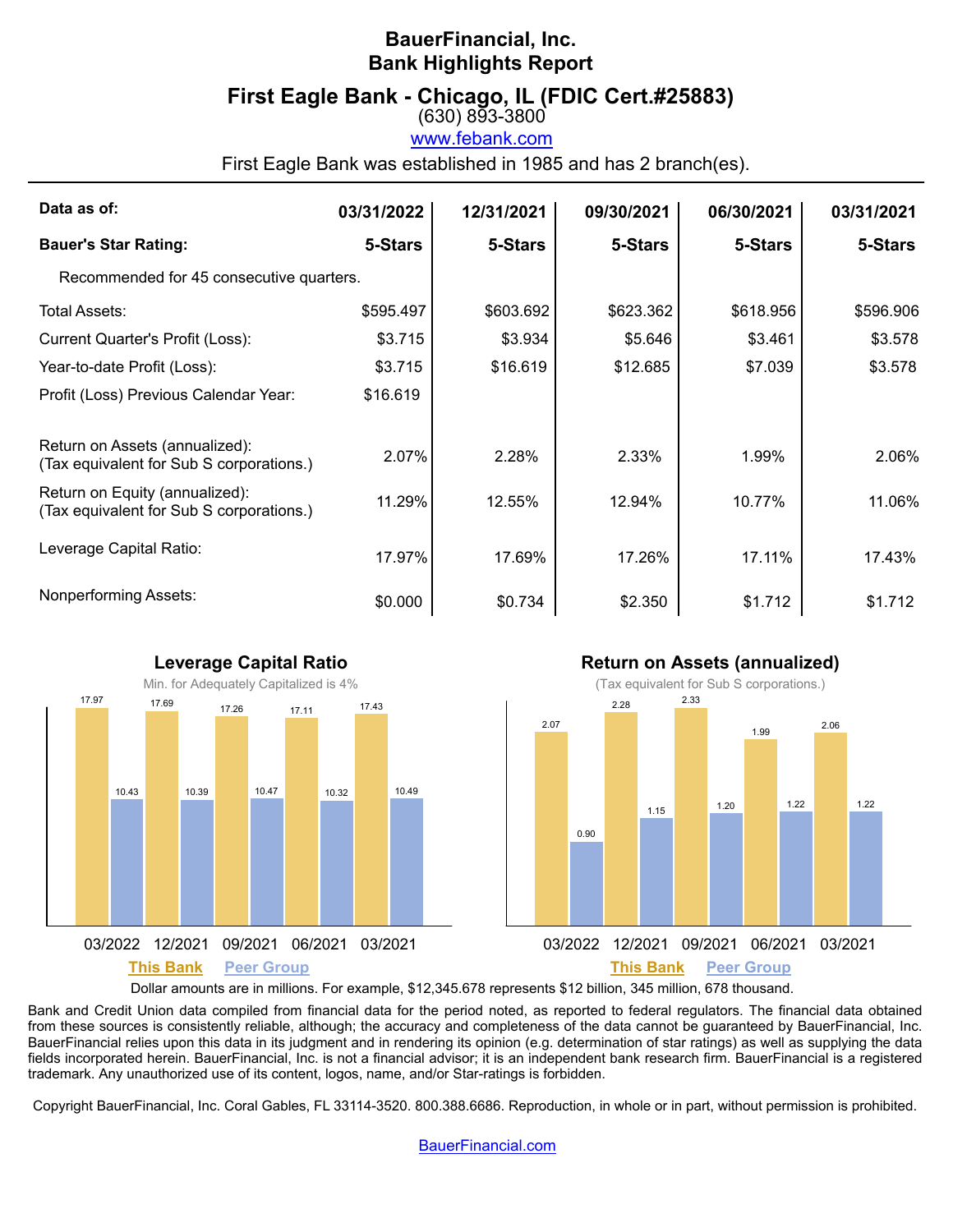# BauerFinancial, Inc.
# Bank Highlights Report

## First Eagle Bank - Chicago, IL (FDIC Cert.#25883)

(630) 893-3800

www.febank.com

First Eagle Bank was established in 1985 and has 2 branch(es).

| **Data as of:** | **03/31/2022** | **12/31/2021** | **09/30/2021** | **06/30/2021** | **03/31/2021** |
|---|---|---|---|---|---|
| **Bauer's Star Rating:** | **5-Stars** | **5-Stars** | **5-Stars** | **5-Stars** | **5-Stars** |
| Recommended for 45 consecutive quarters. | | | | | |
| Total Assets: | $595.497 | $603.692 | $623.362 | $618.956 | $596.906 |
| Current Quarter's Profit (Loss): | $3.715 | $3.934 | $5.646 | $3.461 | $3.578 |
| Year-to-date Profit (Loss): | $3.715 | $16.619 | $12.685 | $7.039 | $3.578 |
| Profit (Loss) Previous Calendar Year: | $16.619 | | | | |
| Return on Assets (annualized): (Tax equivalent for Sub S corporations.) | 2.07% | 2.28% | 2.33% | 1.99% | 2.06% |
| Return on Equity (annualized): (Tax equivalent for Sub S corporations.) | 11.29% | 12.55% | 12.94% | 10.77% | 11.06% |
| Leverage Capital Ratio: | 17.97% | 17.69% | 17.26% | 17.11% | 17.43% |
| Nonperforming Assets: | $0.000 | $0.734 | $2.350 | $1.712 | $1.712 |

**Leverage Capital Ratio**

Min. for Adequately Capitalized is 4%

17.97 10.43 17.69 10.39 17.26 10.47 17.11 10.32 17.43 10.49

03/2022 12/2021 09/2021 06/2021 03/2021

This Bank Peer Group

**Return on Assets (annualized)**

(Tax equivalent for Sub S corporations.)

2.07 0.90 2.28 1.15 2.33 1.20 1.99 1.22 2.06 1.22

03/2022 12/2021 09/2021 06/2021 03/2021

This Bank Peer Group

Dollar amounts are in millions. For example, $12,345.678 represents $12 billion, 345 million, 678 thousand.

Bank and Credit Union data compiled from financial data for the period noted, as reported to federal regulators. The financial data obtained from these sources is consistently reliable, although; the accuracy and completeness of the data cannot be guaranteed by BauerFinancial, Inc. BauerFinancial relies upon this data in its judgment and in rendering its opinion (e.g. determination of star ratings) as well as supplying the data fields incorporated herein. BauerFinancial, Inc. is not a financial advisor; it is an independent bank research firm. BauerFinancial is a registered trademark. Any unauthorized use of its content, logos, name, and/or Star-ratings is forbidden.

Copyright BauerFinancial, Inc. Coral Gables, FL 33114-3520. 800.388.6686. Reproduction, in whole or in part, without permission is prohibited.

BauerFinancial.com